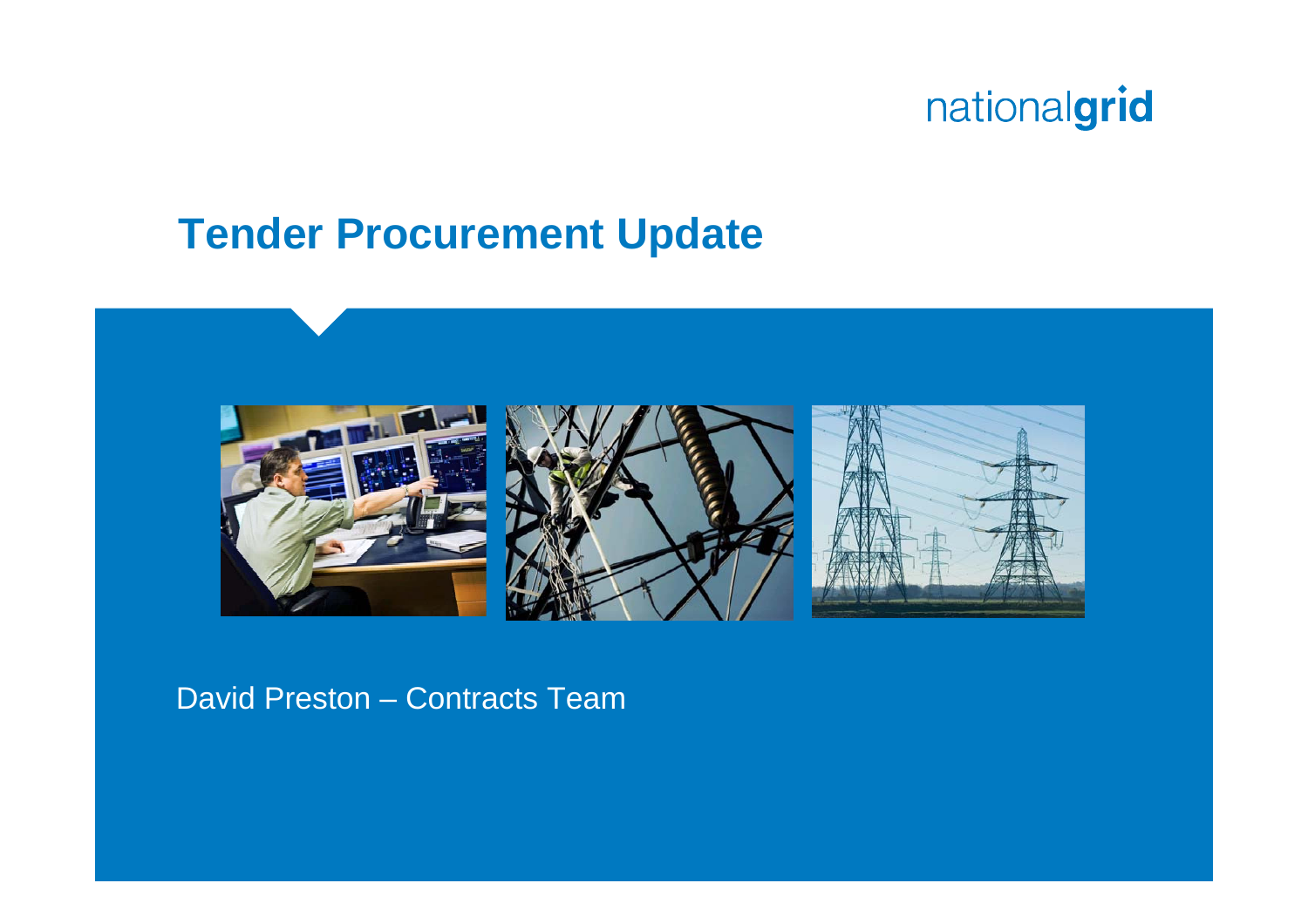nationalgrid

# Tender Procurement Update

David Preston – Contracts Team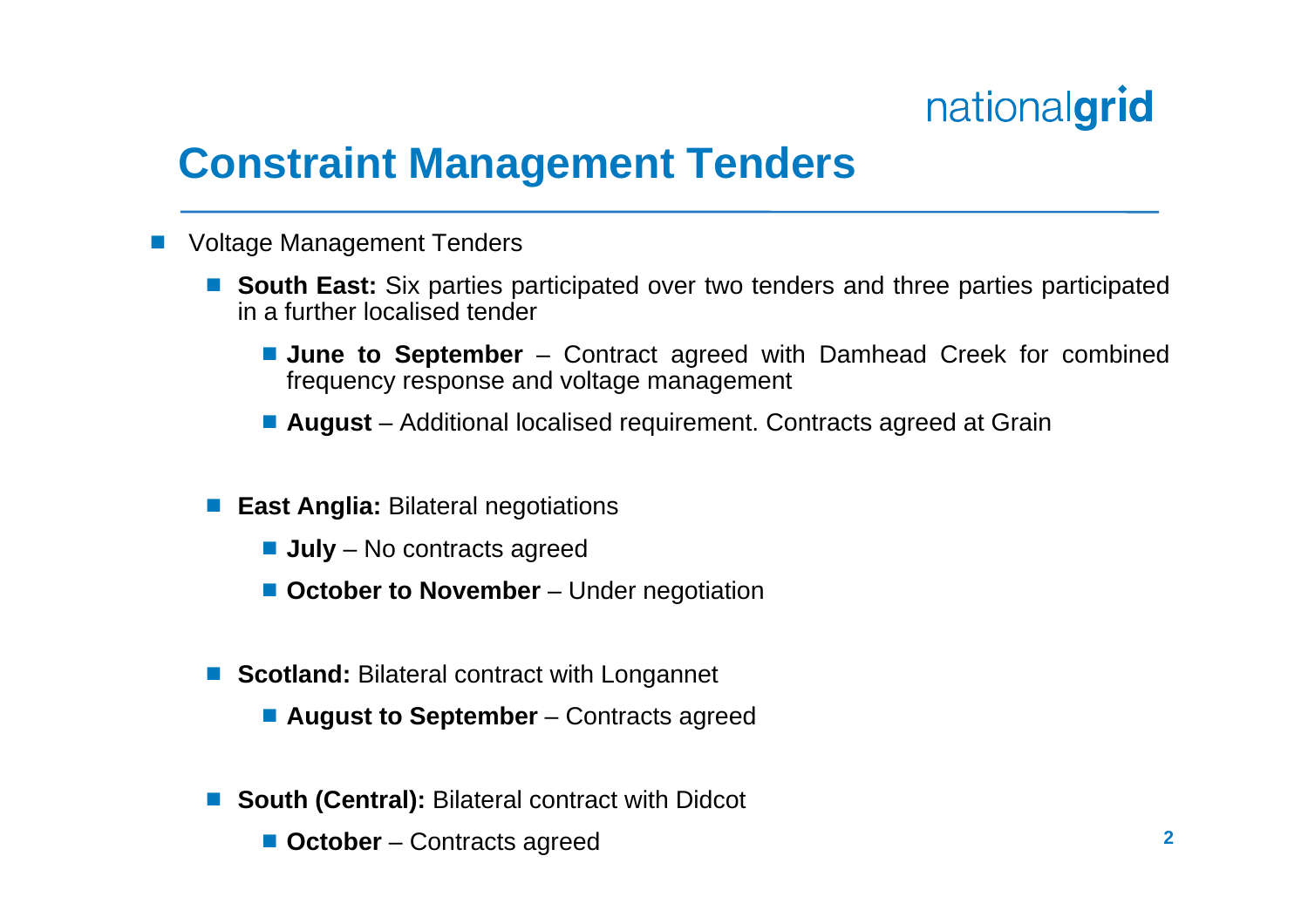# Constraint Management Tenders

- Voltage Management Tenders
  - **South East:** Six parties participated over two tenders and three parties participated in a further localised tender
    - **June to September** – Contract agreed with Damhead Creek for combined frequency response and voltage management
    - **August** – Additional localised requirement. Contracts agreed at Grain
  - **East Anglia:** Bilateral negotiations
    - **July** – No contracts agreed
    - **October to November** – Under negotiation
  - **Scotland:** Bilateral contract with Longannet
    - **August to September** – Contracts agreed
  - **South (Central):** Bilateral contract with Didcot
    - **October** – Contracts agreed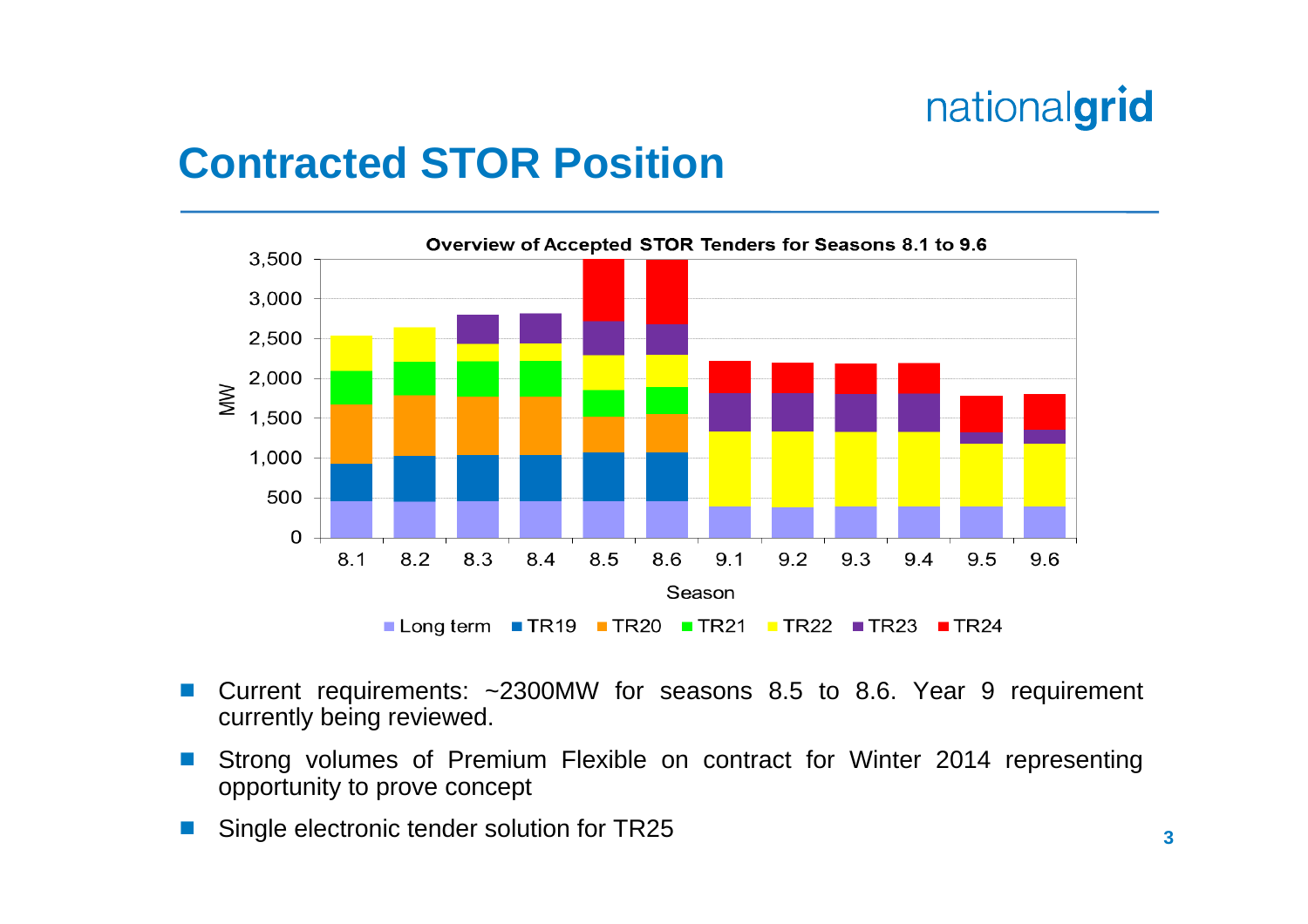# Contracted STOR Position

**Overview of Accepted STOR Tenders for Seasons 8.1 to 9.6**

- Current requirements: ~2300MW for seasons 8.5 to 8.6. Year 9 requirement currently being reviewed.
- Strong volumes of Premium Flexible on contract for Winter 2014 representing opportunity to prove concept
- Single electronic tender solution for TR25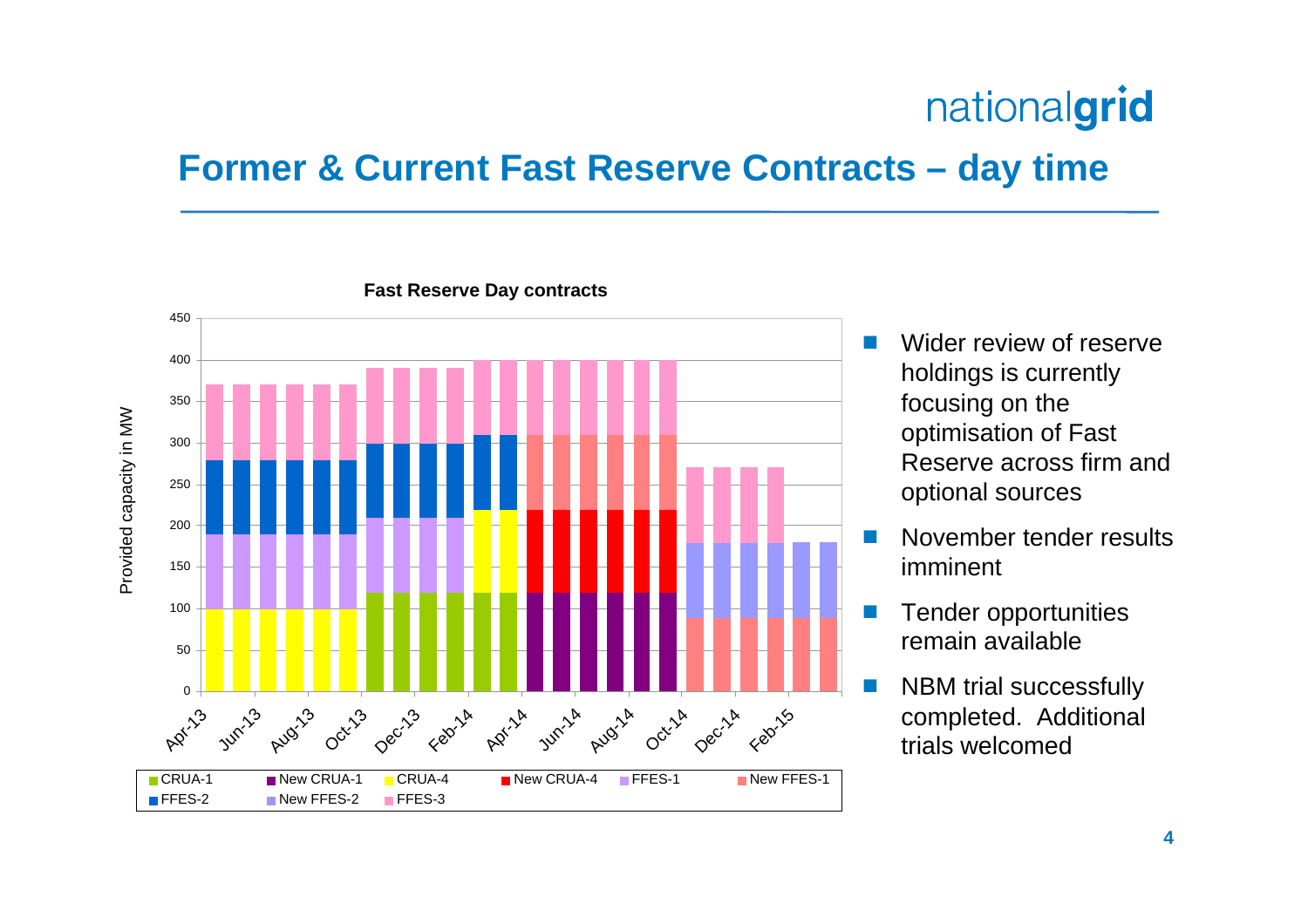# Former & Current Fast Reserve Contracts – day time

**Fast Reserve Day contracts**

- Wider review of reserve holdings is currently focusing on the optimisation of Fast Reserve across firm and optional sources
- November tender results imminent
- Tender opportunities remain available
- NBM trial successfully completed. Additional trials welcomed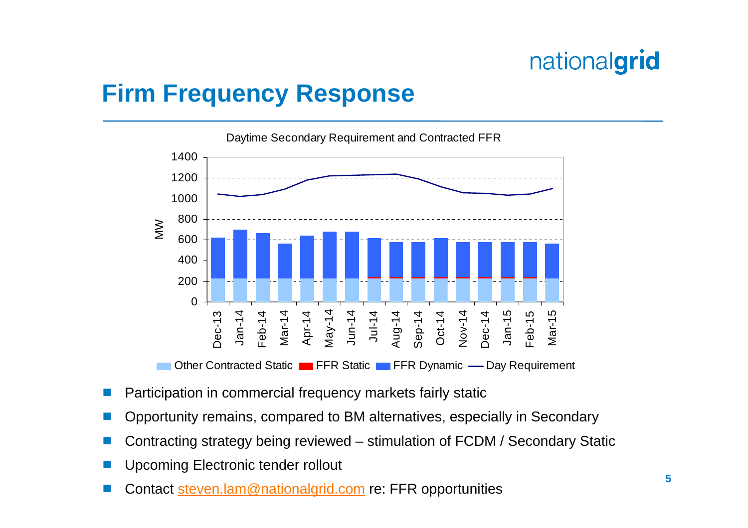# Firm Frequency Response

Daytime Secondary Requirement and Contracted FFR

Other Contracted Static | FFR Static | FFR Dynamic | Day Requirement

- Participation in commercial frequency markets fairly static
- Opportunity remains, compared to BM alternatives, especially in Secondary
- Contracting strategy being reviewed – stimulation of FCDM / Secondary Static
- Upcoming Electronic tender rollout
- Contact steven.lam@nationalgrid.com re: FFR opportunities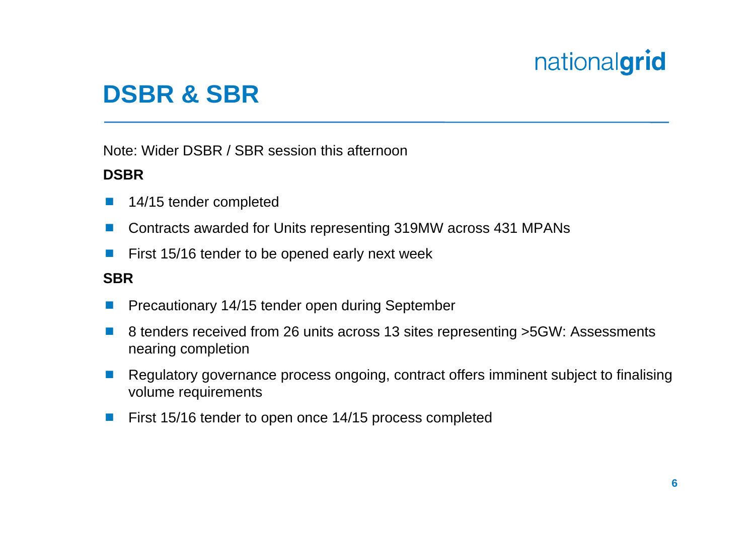# DSBR & SBR

Note: Wider DSBR / SBR session this afternoon

**DSBR**

- 14/15 tender completed
- Contracts awarded for Units representing 319MW across 431 MPANs
- First 15/16 tender to be opened early next week

**SBR**

- Precautionary 14/15 tender open during September
- 8 tenders received from 26 units across 13 sites representing >5GW: Assessments nearing completion
- Regulatory governance process ongoing, contract offers imminent subject to finalising volume requirements
- First 15/16 tender to open once 14/15 process completed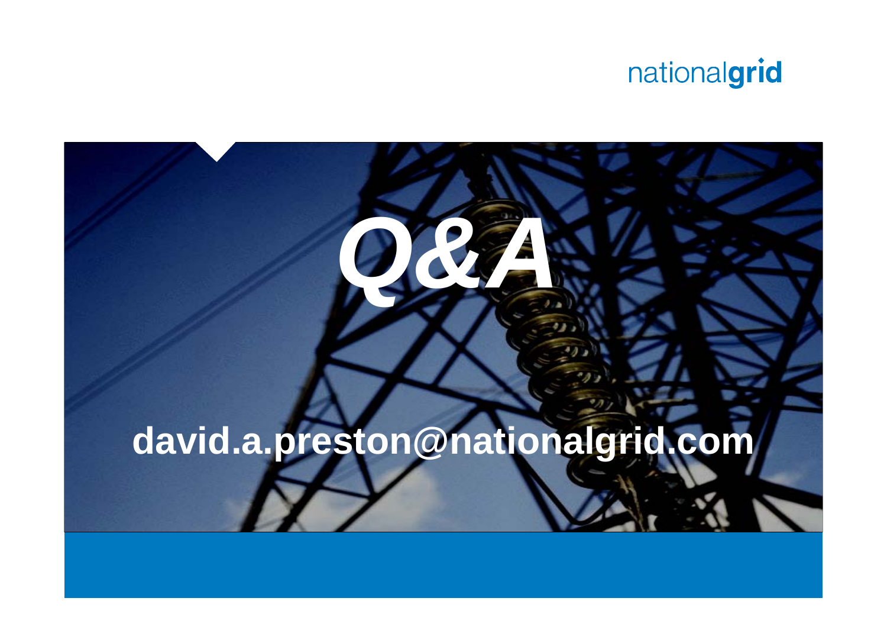# *Q&A*

**david.a.preston@nationalgrid.com**